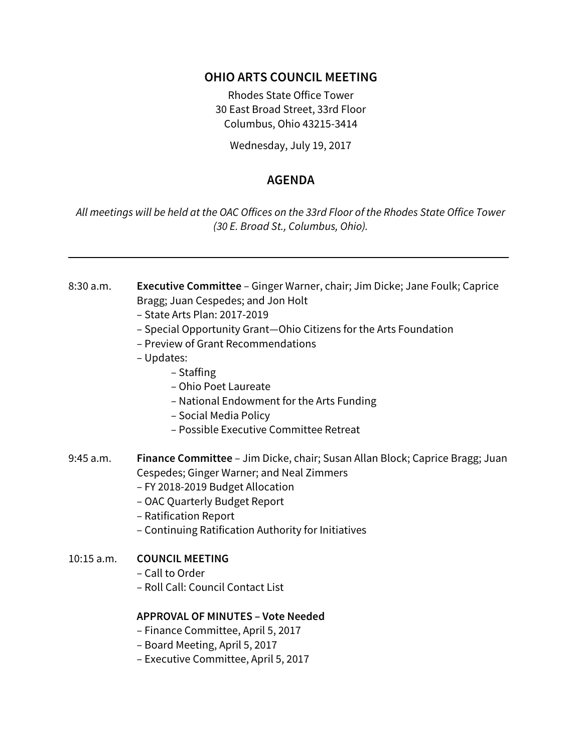# OHIO ARTS COUNCIL MEETING

Rhodes State Office Tower
30 East Broad Street, 33rd Floor
Columbus, Ohio 43215-3414

Wednesday, July 19, 2017

## AGENDA

*All meetings will be held at the OAC Offices on the 33rd Floor of the Rhodes State Office Tower (30 E. Broad St., Columbus, Ohio).*

---

8:30 a.m. **Executive Committee** – Ginger Warner, chair; Jim Dicke; Jane Foulk; Caprice Bragg; Juan Cespedes; and Jon Holt

- State Arts Plan: 2017-2019
- Special Opportunity Grant—Ohio Citizens for the Arts Foundation
- Preview of Grant Recommendations
- Updates:
  - Staffing
  - Ohio Poet Laureate
  - National Endowment for the Arts Funding
  - Social Media Policy
  - Possible Executive Committee Retreat

9:45 a.m. **Finance Committee** – Jim Dicke, chair; Susan Allan Block; Caprice Bragg; Juan Cespedes; Ginger Warner; and Neal Zimmers

- FY 2018-2019 Budget Allocation
- OAC Quarterly Budget Report
- Ratification Report
- Continuing Ratification Authority for Initiatives

10:15 a.m. **COUNCIL MEETING**

- Call to Order
- Roll Call: Council Contact List

**APPROVAL OF MINUTES – Vote Needed**

- Finance Committee, April 5, 2017
- Board Meeting, April 5, 2017
- Executive Committee, April 5, 2017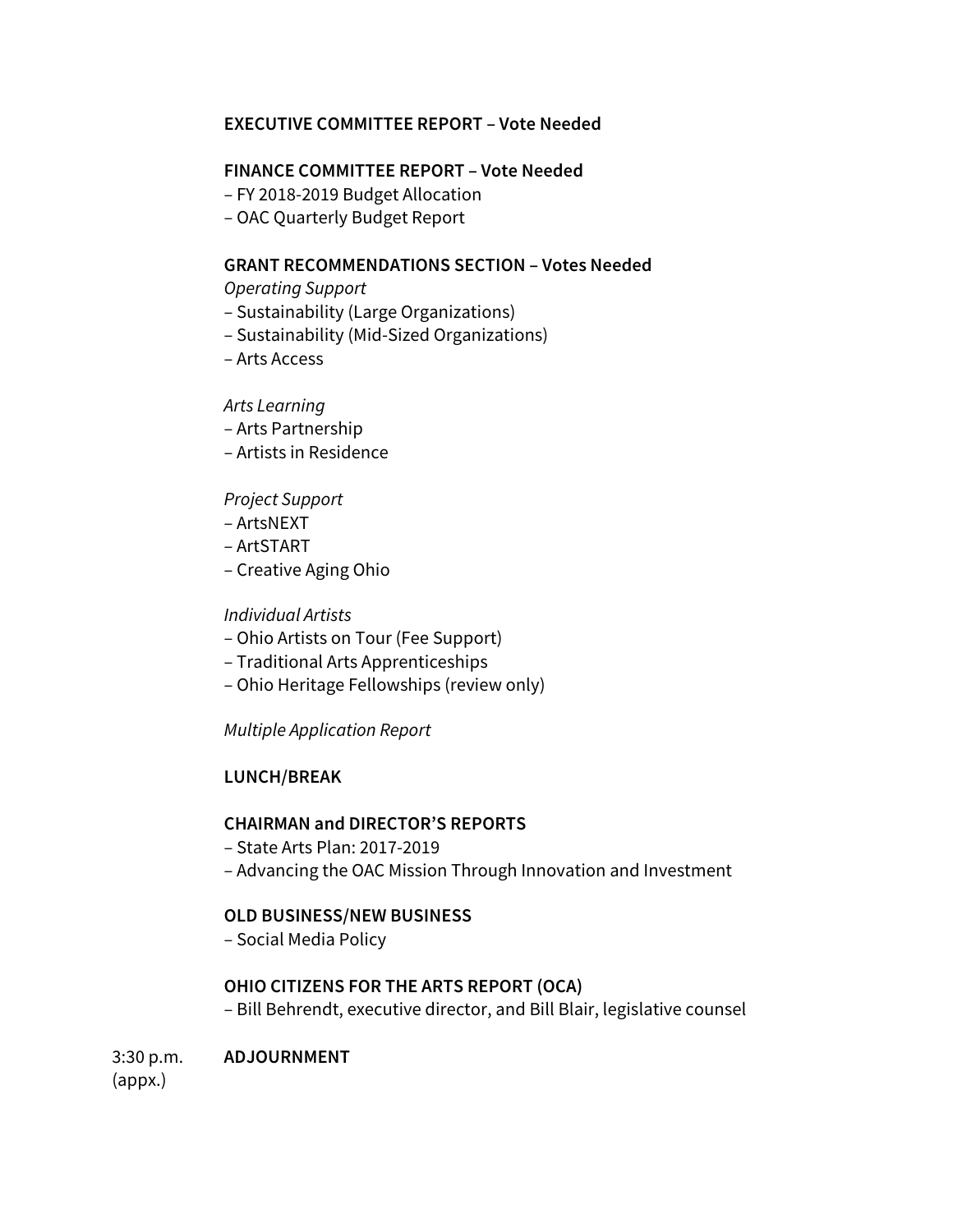**EXECUTIVE COMMITTEE REPORT – Vote Needed**

**FINANCE COMMITTEE REPORT – Vote Needed**
– FY 2018-2019 Budget Allocation
– OAC Quarterly Budget Report

**GRANT RECOMMENDATIONS SECTION – Votes Needed**

*Operating Support*
– Sustainability (Large Organizations)
– Sustainability (Mid-Sized Organizations)
– Arts Access

*Arts Learning*
– Arts Partnership
– Artists in Residence

*Project Support*
– ArtsNEXT
– ArtSTART
– Creative Aging Ohio

*Individual Artists*
– Ohio Artists on Tour (Fee Support)
– Traditional Arts Apprenticeships
– Ohio Heritage Fellowships (review only)

*Multiple Application Report*

**LUNCH/BREAK**

**CHAIRMAN and DIRECTOR'S REPORTS**
– State Arts Plan: 2017-2019
– Advancing the OAC Mission Through Innovation and Investment

**OLD BUSINESS/NEW BUSINESS**
– Social Media Policy

**OHIO CITIZENS FOR THE ARTS REPORT (OCA)**
– Bill Behrendt, executive director, and Bill Blair, legislative counsel

3:30 p.m. (appx.) **ADJOURNMENT**